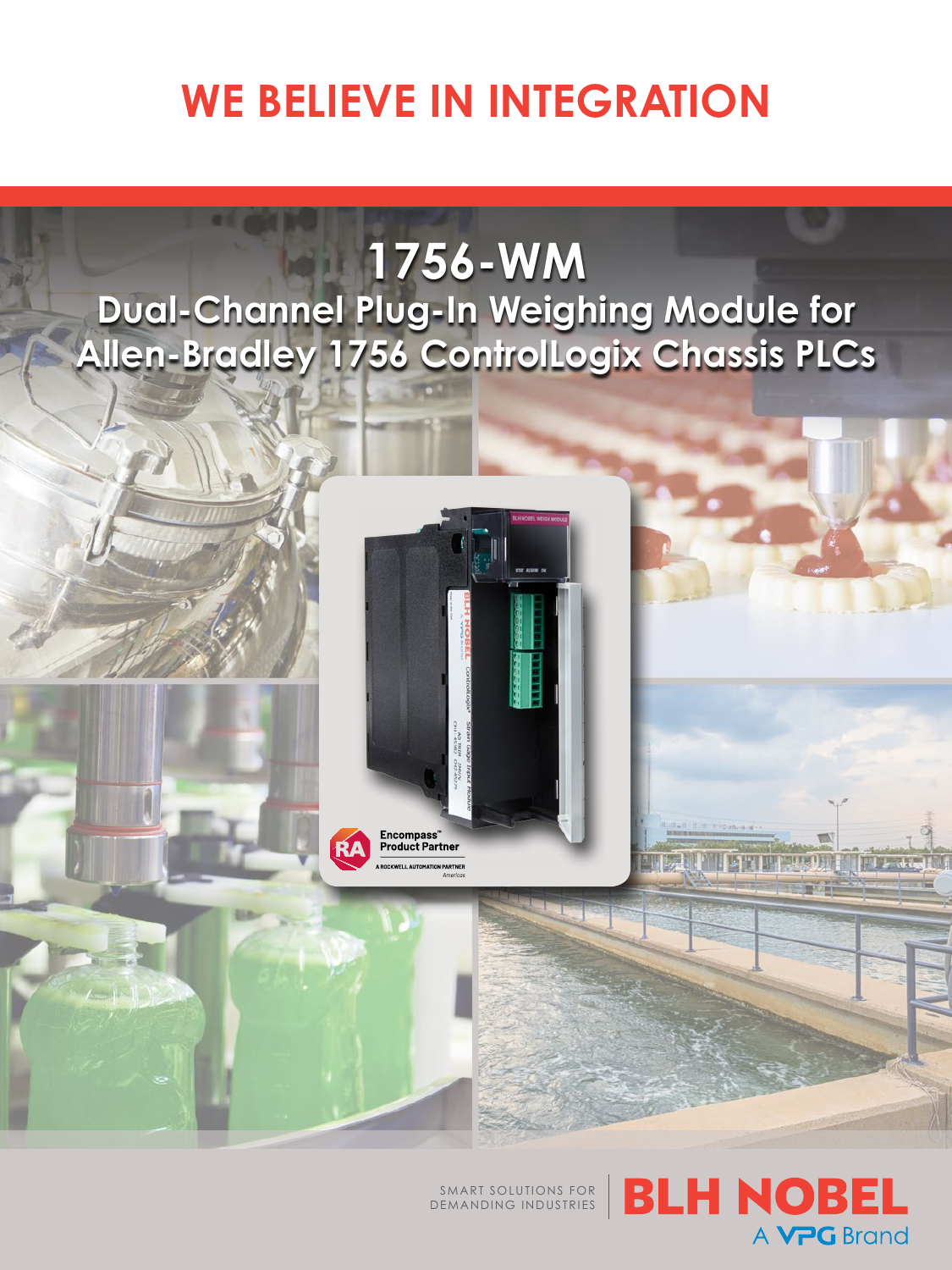# WE BELIEVE IN INTEGRATION

## 1756-WM

### Dual-Channel Plug-In Weighing Module for Allen-Bradley 1756 ControlLogix Chassis PLCs

Encompass™ Product Partner
A ROCKWELL AUTOMATION PARTNER
Americas

SMART SOLUTIONS FOR DEMANDING INDUSTRIES

BLH NOBEL
A VPG Brand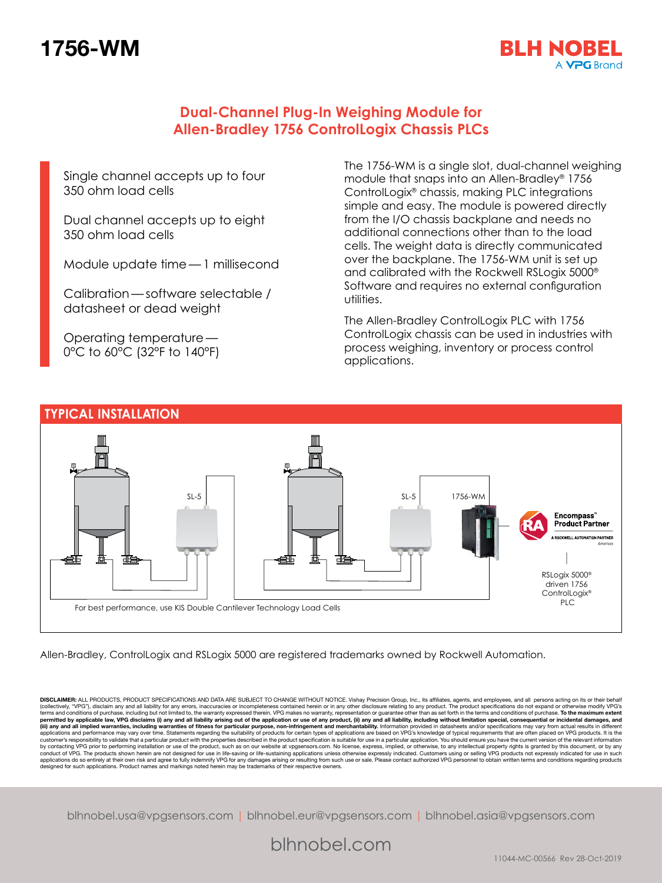# 1756-WM

BLH NOBEL
A VPG Brand

## Dual-Channel Plug-In Weighing Module for Allen-Bradley 1756 ControlLogix Chassis PLCs

Single channel accepts up to four 350 ohm load cells

Dual channel accepts up to eight 350 ohm load cells

Module update time — 1 millisecond

Calibration — software selectable / datasheet or dead weight

Operating temperature — 0°C to 60°C (32°F to 140°F)

The 1756-WM is a single slot, dual-channel weighing module that snaps into an Allen-Bradley® 1756 ControlLogix® chassis, making PLC integrations simple and easy. The module is powered directly from the I/O chassis backplane and needs no additional connections other than to the load cells. The weight data is directly communicated over the backplane. The 1756-WM unit is set up and calibrated with the Rockwell RSLogix 5000® Software and requires no external configuration utilities.

The Allen-Bradley ControlLogix PLC with 1756 ControlLogix chassis can be used in industries with process weighing, inventory or process control applications.

## TYPICAL INSTALLATION

SL-5

SL-5

1756-WM

Encompass™ Product Partner

A ROCKWELL AUTOMATION PARTNER

Americas

RSLogix 5000® driven 1756 ControlLogix® PLC

For best performance, use KIS Double Cantilever Technology Load Cells

Allen-Bradley, ControlLogix and RSLogix 5000 are registered trademarks owned by Rockwell Automation.

**DISCLAIMER:** ALL PRODUCTS, PRODUCT SPECIFICATIONS AND DATA ARE SUBJECT TO CHANGE WITHOUT NOTICE. Vishay Precision Group, Inc., its affiliates, agents, and employees, and all persons acting on its or their behalf (collectively, "VPG"), disclaim any and all liability for any errors, inaccuracies or incompleteness contained herein or in any other disclosure relating to any product. The product specifications do not expand or otherwise modify VPG's terms and conditions of purchase, including but not limited to, the warranty expressed therein. VPG makes no warranty, representation or guarantee other than as set forth in the terms and conditions of purchase. **To the maximum extent permitted by applicable law, VPG disclaims (i) any and all liability arising out of the application or use of any product, (ii) any and all liability, including without limitation special, consequential or incidental damages, and (iii) any and all implied warranties, including warranties of fitness for particular purpose, non-infringement and merchantability.** Information provided in datasheets and/or specifications may vary from actual results in different applications and performance may vary over time. Statements regarding the suitability of products for certain types of applications are based on VPG's knowledge of typical requirements that are often placed on VPG products. It is the customer's responsibility to validate that a particular product with the properties described in the product specification is suitable for use in a particular application. You should ensure you have the current version of the relevant information by contacting VPG prior to performing installation or use of the product, such as on our website at vpgsensors.com. No license, express, implied, or otherwise, to any intellectual property rights is granted by this document, or by any conduct of VPG. The products shown herein are not designed for use in life-saving or life-sustaining applications unless otherwise expressly indicated. Customers using or selling VPG products not expressly indicated for use in such applications do so entirely at their own risk and agree to fully indemnify VPG for any damages arising or resulting from such use or sale. Please contact authorized VPG personnel to obtain written terms and conditions regarding products designed for such applications. Product names and markings noted herein may be trademarks of their respective owners.

blhnobel.usa@vpgsensors.com | blhnobel.eur@vpgsensors.com | blhnobel.asia@vpgsensors.com

blhnobel.com

11044-MC-00566 Rev 28-Oct-2019